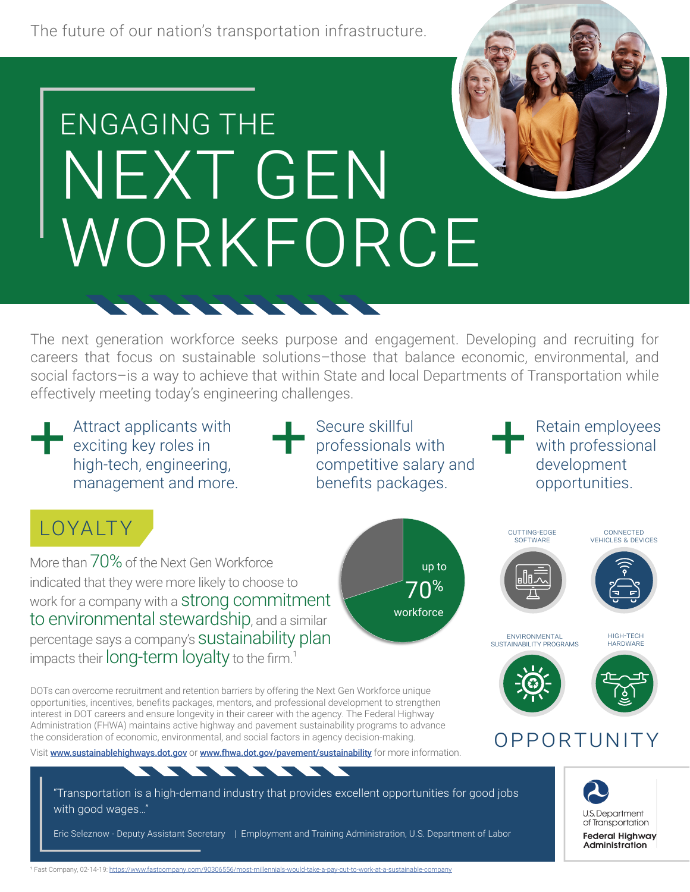The future of our nation's transportation infrastructure.

# ENGAGING THE NEXT GEN WORKFORCE

The next generation workforce seeks purpose and engagement. Developing and recruiting for careers that focus on sustainable solutions–those that balance economic, environmental, and social factors–is a way to achieve that within State and local Departments of Transportation while effectively meeting today's engineering challenges.

- **+** Attract applicants with exciting key roles in high-tech, engineering, management and more.
- **+** Secure skillful professionals with competitive salary and benefits packages.
- **+** Retain employees with professional development opportunities.

## LOYALTY

More than 70% of the Next Gen Workforce indicated that they were more likely to choose to work for a company with a **strong commitment to environmental stewardship**, and a similar percentage says a company's **sustainability plan** impacts their **long-term loyalty** to the firm.[1]

up to 70% workforce

CUTTING-EDGE SOFTWARE

CONNECTED VEHICLES & DEVICES

ENVIRONMENTAL SUSTAINABILITY PROGRAMS

HIGH-TECH HARDWARE

## OPPORTUNITY

DOTs can overcome recruitment and retention barriers by offering the Next Gen Workforce unique opportunities, incentives, benefits packages, mentors, and professional development to strengthen interest in DOT careers and ensure longevity in their career with the agency. The Federal Highway Administration (FHWA) maintains active highway and pavement sustainability programs to advance the consideration of economic, environmental, and social factors in agency decision-making.

Visit [www.sustainablehighways.dot.gov](http://www.sustainablehighways.dot.gov) or [www.fhwa.dot.gov/pavement/sustainability](http://www.fhwa.dot.gov/pavement/sustainability) for more information.

> "Transportation is a high-demand industry that provides excellent opportunities for good jobs with good wages…"
>
> Eric Seleznow - Deputy Assistant Secretary | Employment and Training Administration, U.S. Department of Labor

U.S. Department of Transportation
Federal Highway Administration

[1] Fast Company, 02-14-19: https://www.fastcompany.com/90306556/most-millennials-would-take-a-pay-cut-to-work-at-a-sustainable-company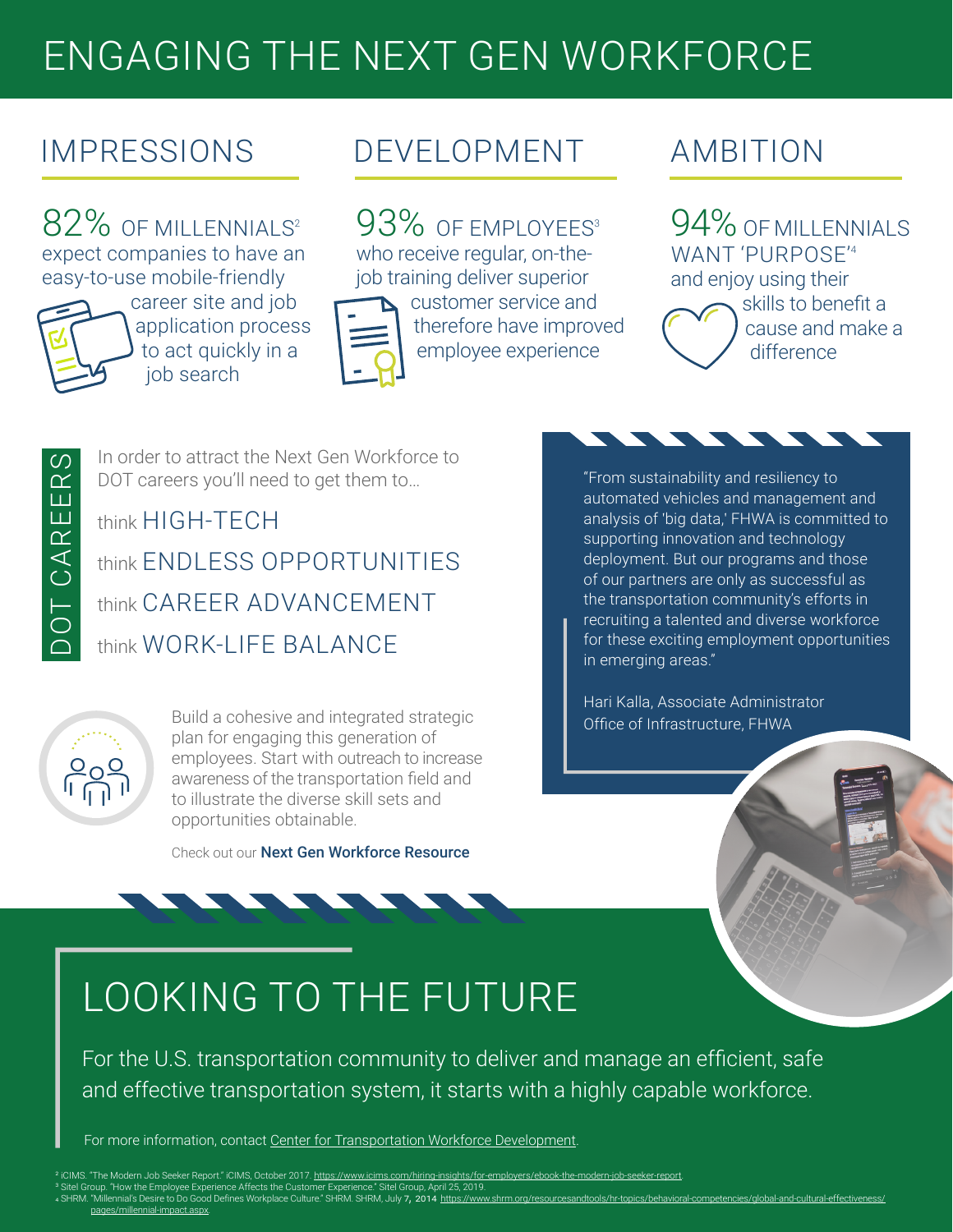# ENGAGING THE NEXT GEN WORKFORCE

## IMPRESSIONS

82% OF MILLENNIALS[2] expect companies to have an easy-to-use mobile-friendly career site and job application process to act quickly in a job search

## DEVELOPMENT

93% OF EMPLOYEES[3] who receive regular, on-the-job training deliver superior customer service and therefore have improved employee experience

## AMBITION

94% OF MILLENNIALS WANT 'PURPOSE'[4] and enjoy using their skills to benefit a cause and make a difference

## DOT CAREERS

In order to attract the Next Gen Workforce to DOT careers you'll need to get them to...

think HIGH-TECH

think ENDLESS OPPORTUNITIES

think CAREER ADVANCEMENT

think WORK-LIFE BALANCE

Build a cohesive and integrated strategic plan for engaging this generation of employees. Start with outreach to increase awareness of the transportation field and to illustrate the diverse skill sets and opportunities obtainable.

Check out our **Next Gen Workforce Resource**

"From sustainability and resiliency to automated vehicles and management and analysis of 'big data,' FHWA is committed to supporting innovation and technology deployment. But our programs and those of our partners are only as successful as the transportation community's efforts in recruiting a talented and diverse workforce for these exciting employment opportunities in emerging areas."

Hari Kalla, Associate Administrator
Office of Infrastructure, FHWA

# LOOKING TO THE FUTURE

For the U.S. transportation community to deliver and manage an efficient, safe and effective transportation system, it starts with a highly capable workforce.

For more information, contact Center for Transportation Workforce Development.

[2] iCIMS. "The Modern Job Seeker Report." iCIMS, October 2017. https://www.icims.com/hiring-insights/for-employers/ebook-the-modern-job-seeker-report.

[3] Sitel Group. "How the Employee Experience Affects the Customer Experience." Sitel Group, April 25, 2019.

[4] SHRM. "Millennial's Desire to Do Good Defines Workplace Culture." SHRM. SHRM, July 7, 2014 https://www.shrm.org/resourcesandtools/hr-topics/behavioral-competencies/global-and-cultural-effectiveness/pages/millennial-impact.aspx.